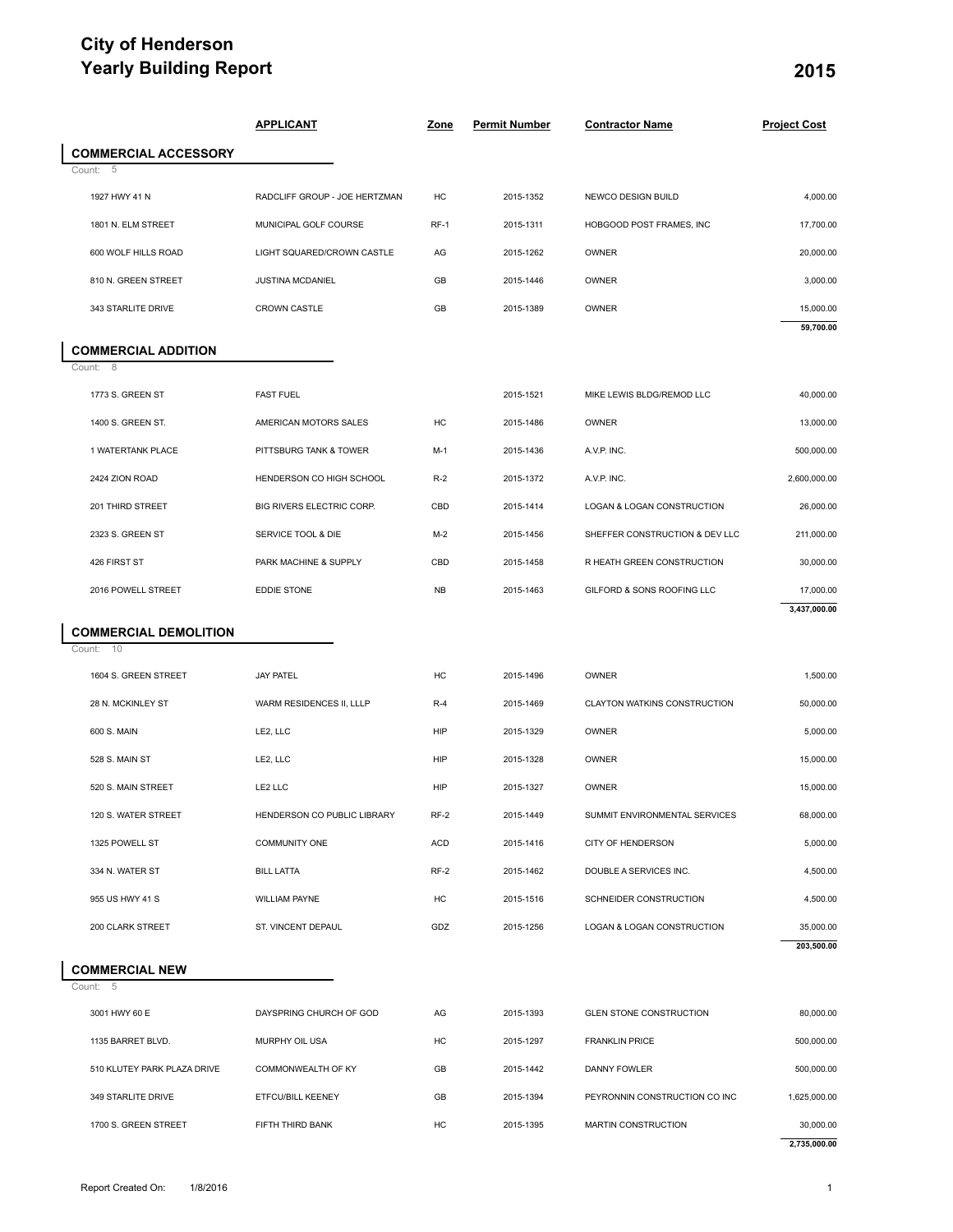# City of Henderson
# Yearly Building Report

**2015**

| | APPLICANT | Zone | Permit Number | Contractor Name | Project Cost |
|---|---|---|---|---|---|
| **COMMERCIAL ACCESSORY** | | | | | |
| Count: 5 | | | | | |
| 1927 HWY 41 N | RADCLIFF GROUP - JOE HERTZMAN | HC | 2015-1352 | NEWCO DESIGN BUILD | 4,000.00 |
| 1801 N. ELM STREET | MUNICIPAL GOLF COURSE | RF-1 | 2015-1311 | HOBGOOD POST FRAMES, INC | 17,700.00 |
| 600 WOLF HILLS ROAD | LIGHT SQUARED/CROWN CASTLE | AG | 2015-1262 | OWNER | 20,000.00 |
| 810 N. GREEN STREET | JUSTINA MCDANIEL | GB | 2015-1446 | OWNER | 3,000.00 |
| 343 STARLITE DRIVE | CROWN CASTLE | GB | 2015-1389 | OWNER | 15,000.00 |
| | | | | | **59,700.00** |
| **COMMERCIAL ADDITION** | | | | | |
| Count: 8 | | | | | |
| 1773 S. GREEN ST | FAST FUEL | | 2015-1521 | MIKE LEWIS BLDG/REMOD LLC | 40,000.00 |
| 1400 S. GREEN ST. | AMERICAN MOTORS SALES | HC | 2015-1486 | OWNER | 13,000.00 |
| 1 WATERTANK PLACE | PITTSBURG TANK & TOWER | M-1 | 2015-1436 | A.V.P. INC. | 500,000.00 |
| 2424 ZION ROAD | HENDERSON CO HIGH SCHOOL | R-2 | 2015-1372 | A.V.P. INC. | 2,600,000.00 |
| 201 THIRD STREET | BIG RIVERS ELECTRIC CORP. | CBD | 2015-1414 | LOGAN & LOGAN CONSTRUCTION | 26,000.00 |
| 2323 S. GREEN ST | SERVICE TOOL & DIE | M-2 | 2015-1456 | SHEFFER CONSTRUCTION & DEV LLC | 211,000.00 |
| 426 FIRST ST | PARK MACHINE & SUPPLY | CBD | 2015-1458 | R HEATH GREEN CONSTRUCTION | 30,000.00 |
| 2016 POWELL STREET | EDDIE STONE | NB | 2015-1463 | GILFORD & SONS ROOFING LLC | 17,000.00 |
| | | | | | **3,437,000.00** |
| **COMMERCIAL DEMOLITION** | | | | | |
| Count: 10 | | | | | |
| 1604 S. GREEN STREET | JAY PATEL | HC | 2015-1496 | OWNER | 1,500.00 |
| 28 N. MCKINLEY ST | WARM RESIDENCES II, LLLP | R-4 | 2015-1469 | CLAYTON WATKINS CONSTRUCTION | 50,000.00 |
| 600 S. MAIN | LE2, LLC | HIP | 2015-1329 | OWNER | 5,000.00 |
| 528 S. MAIN ST | LE2, LLC | HIP | 2015-1328 | OWNER | 15,000.00 |
| 520 S. MAIN STREET | LE2 LLC | HIP | 2015-1327 | OWNER | 15,000.00 |
| 120 S. WATER STREET | HENDERSON CO PUBLIC LIBRARY | RF-2 | 2015-1449 | SUMMIT ENVIRONMENTAL SERVICES | 68,000.00 |
| 1325 POWELL ST | COMMUNITY ONE | ACD | 2015-1416 | CITY OF HENDERSON | 5,000.00 |
| 334 N. WATER ST | BILL LATTA | RF-2 | 2015-1462 | DOUBLE A SERVICES INC. | 4,500.00 |
| 955 US HWY 41 S | WILLIAM PAYNE | HC | 2015-1516 | SCHNEIDER CONSTRUCTION | 4,500.00 |
| 200 CLARK STREET | ST. VINCENT DEPAUL | GDZ | 2015-1256 | LOGAN & LOGAN CONSTRUCTION | 35,000.00 |
| | | | | | **203,500.00** |
| **COMMERCIAL NEW** | | | | | |
| Count: 5 | | | | | |
| 3001 HWY 60 E | DAYSPRING CHURCH OF GOD | AG | 2015-1393 | GLEN STONE CONSTRUCTION | 80,000.00 |
| 1135 BARRET BLVD. | MURPHY OIL USA | HC | 2015-1297 | FRANKLIN PRICE | 500,000.00 |
| 510 KLUTEY PARK PLAZA DRIVE | COMMONWEALTH OF KY | GB | 2015-1442 | DANNY FOWLER | 500,000.00 |
| 349 STARLITE DRIVE | ETFCU/BILL KEENEY | GB | 2015-1394 | PEYRONNIN CONSTRUCTION CO INC | 1,625,000.00 |
| 1700 S. GREEN STREET | FIFTH THIRD BANK | HC | 2015-1395 | MARTIN CONSTRUCTION | 30,000.00 |
| | | | | | **2,735,000.00** |

Report Created On: 1/8/2016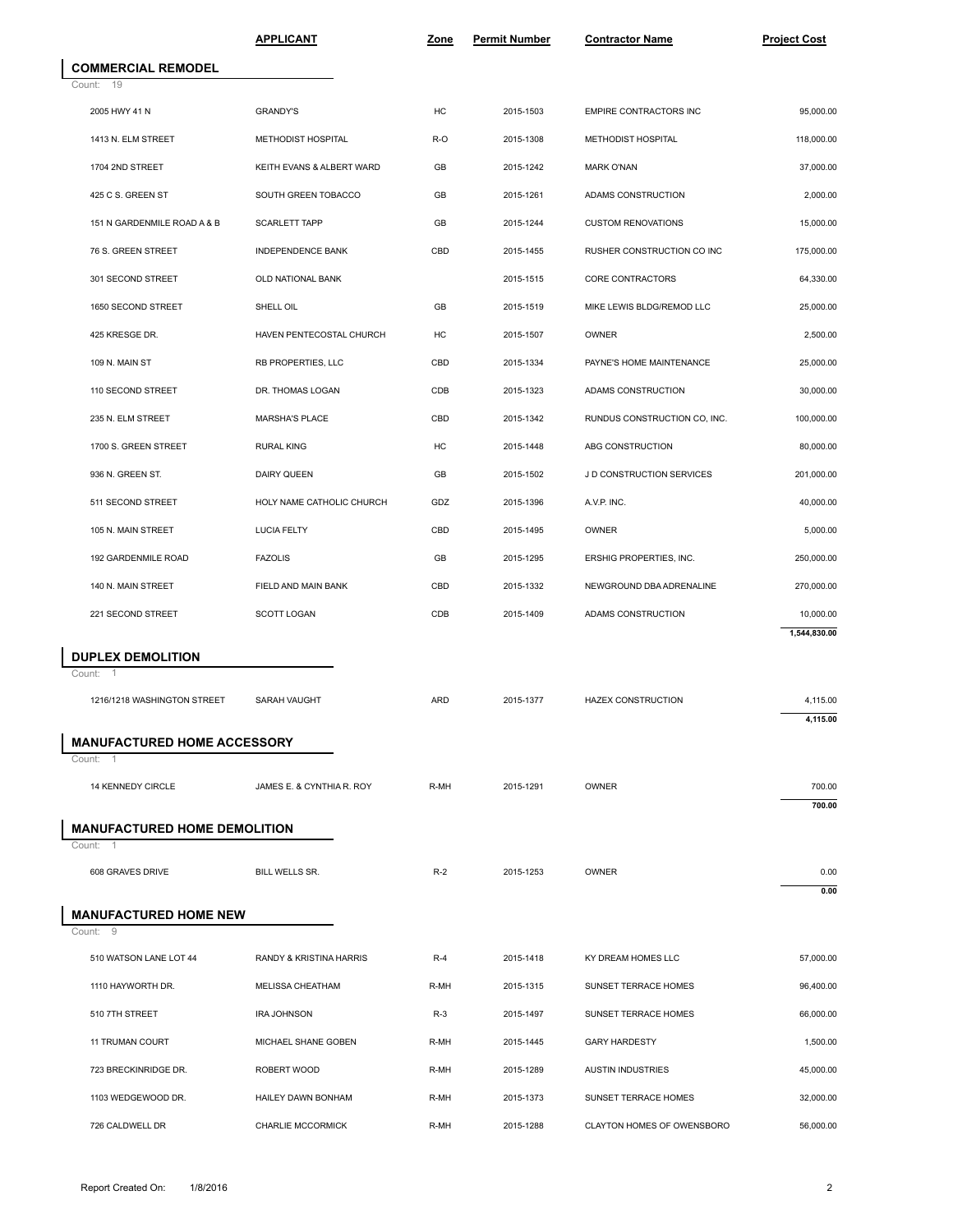| | APPLICANT | Zone | Permit Number | Contractor Name | Project Cost |
|---|---|---|---|---|---|

## COMMERCIAL REMODEL

Count: 19

| Address | APPLICANT | Zone | Permit Number | Contractor Name | Project Cost |
|---|---|---|---|---|---|
| 2005 HWY 41 N | GRANDY'S | HC | 2015-1503 | EMPIRE CONTRACTORS INC | 95,000.00 |
| 1413 N. ELM STREET | METHODIST HOSPITAL | R-O | 2015-1308 | METHODIST HOSPITAL | 118,000.00 |
| 1704 2ND STREET | KEITH EVANS & ALBERT WARD | GB | 2015-1242 | MARK O'NAN | 37,000.00 |
| 425 C S. GREEN ST | SOUTH GREEN TOBACCO | GB | 2015-1261 | ADAMS CONSTRUCTION | 2,000.00 |
| 151 N GARDENMILE ROAD A & B | SCARLETT TAPP | GB | 2015-1244 | CUSTOM RENOVATIONS | 15,000.00 |
| 76 S. GREEN STREET | INDEPENDENCE BANK | CBD | 2015-1455 | RUSHER CONSTRUCTION CO INC | 175,000.00 |
| 301 SECOND STREET | OLD NATIONAL BANK | | 2015-1515 | CORE CONTRACTORS | 64,330.00 |
| 1650 SECOND STREET | SHELL OIL | GB | 2015-1519 | MIKE LEWIS BLDG/REMOD LLC | 25,000.00 |
| 425 KRESGE DR. | HAVEN PENTECOSTAL CHURCH | HC | 2015-1507 | OWNER | 2,500.00 |
| 109 N. MAIN ST | RB PROPERTIES, LLC | CBD | 2015-1334 | PAYNE'S HOME MAINTENANCE | 25,000.00 |
| 110 SECOND STREET | DR. THOMAS LOGAN | CDB | 2015-1323 | ADAMS CONSTRUCTION | 30,000.00 |
| 235 N. ELM STREET | MARSHA'S PLACE | CBD | 2015-1342 | RUNDUS CONSTRUCTION CO, INC. | 100,000.00 |
| 1700 S. GREEN STREET | RURAL KING | HC | 2015-1448 | ABG CONSTRUCTION | 80,000.00 |
| 936 N. GREEN ST. | DAIRY QUEEN | GB | 2015-1502 | J D CONSTRUCTION SERVICES | 201,000.00 |
| 511 SECOND STREET | HOLY NAME CATHOLIC CHURCH | GDZ | 2015-1396 | A.V.P. INC. | 40,000.00 |
| 105 N. MAIN STREET | LUCIA FELTY | CBD | 2015-1495 | OWNER | 5,000.00 |
| 192 GARDENMILE ROAD | FAZOLIS | GB | 2015-1295 | ERSHIG PROPERTIES, INC. | 250,000.00 |
| 140 N. MAIN STREET | FIELD AND MAIN BANK | CBD | 2015-1332 | NEWGROUND DBA ADRENALINE | 270,000.00 |
| 221 SECOND STREET | SCOTT LOGAN | CDB | 2015-1409 | ADAMS CONSTRUCTION | 10,000.00 |
| | | | | | **1,544,830.00** |

## DUPLEX DEMOLITION

Count: 1

| Address | APPLICANT | Zone | Permit Number | Contractor Name | Project Cost |
|---|---|---|---|---|---|
| 1216/1218 WASHINGTON STREET | SARAH VAUGHT | ARD | 2015-1377 | HAZEX CONSTRUCTION | 4,115.00 |
| | | | | | **4,115.00** |

## MANUFACTURED HOME ACCESSORY

Count: 1

| Address | APPLICANT | Zone | Permit Number | Contractor Name | Project Cost |
|---|---|---|---|---|---|
| 14 KENNEDY CIRCLE | JAMES E. & CYNTHIA R. ROY | R-MH | 2015-1291 | OWNER | 700.00 |
| | | | | | **700.00** |

## MANUFACTURED HOME DEMOLITION

Count: 1

| Address | APPLICANT | Zone | Permit Number | Contractor Name | Project Cost |
|---|---|---|---|---|---|
| 608 GRAVES DRIVE | BILL WELLS SR. | R-2 | 2015-1253 | OWNER | 0.00 |
| | | | | | **0.00** |

## MANUFACTURED HOME NEW

Count: 9

| Address | APPLICANT | Zone | Permit Number | Contractor Name | Project Cost |
|---|---|---|---|---|---|
| 510 WATSON LANE LOT 44 | RANDY & KRISTINA HARRIS | R-4 | 2015-1418 | KY DREAM HOMES LLC | 57,000.00 |
| 1110 HAYWORTH DR. | MELISSA CHEATHAM | R-MH | 2015-1315 | SUNSET TERRACE HOMES | 96,400.00 |
| 510 7TH STREET | IRA JOHNSON | R-3 | 2015-1497 | SUNSET TERRACE HOMES | 66,000.00 |
| 11 TRUMAN COURT | MICHAEL SHANE GOBEN | R-MH | 2015-1445 | GARY HARDESTY | 1,500.00 |
| 723 BRECKINRIDGE DR. | ROBERT WOOD | R-MH | 2015-1289 | AUSTIN INDUSTRIES | 45,000.00 |
| 1103 WEDGEWOOD DR. | HAILEY DAWN BONHAM | R-MH | 2015-1373 | SUNSET TERRACE HOMES | 32,000.00 |
| 726 CALDWELL DR | CHARLIE MCCORMICK | R-MH | 2015-1288 | CLAYTON HOMES OF OWENSBORO | 56,000.00 |

Report Created On: 1/8/2016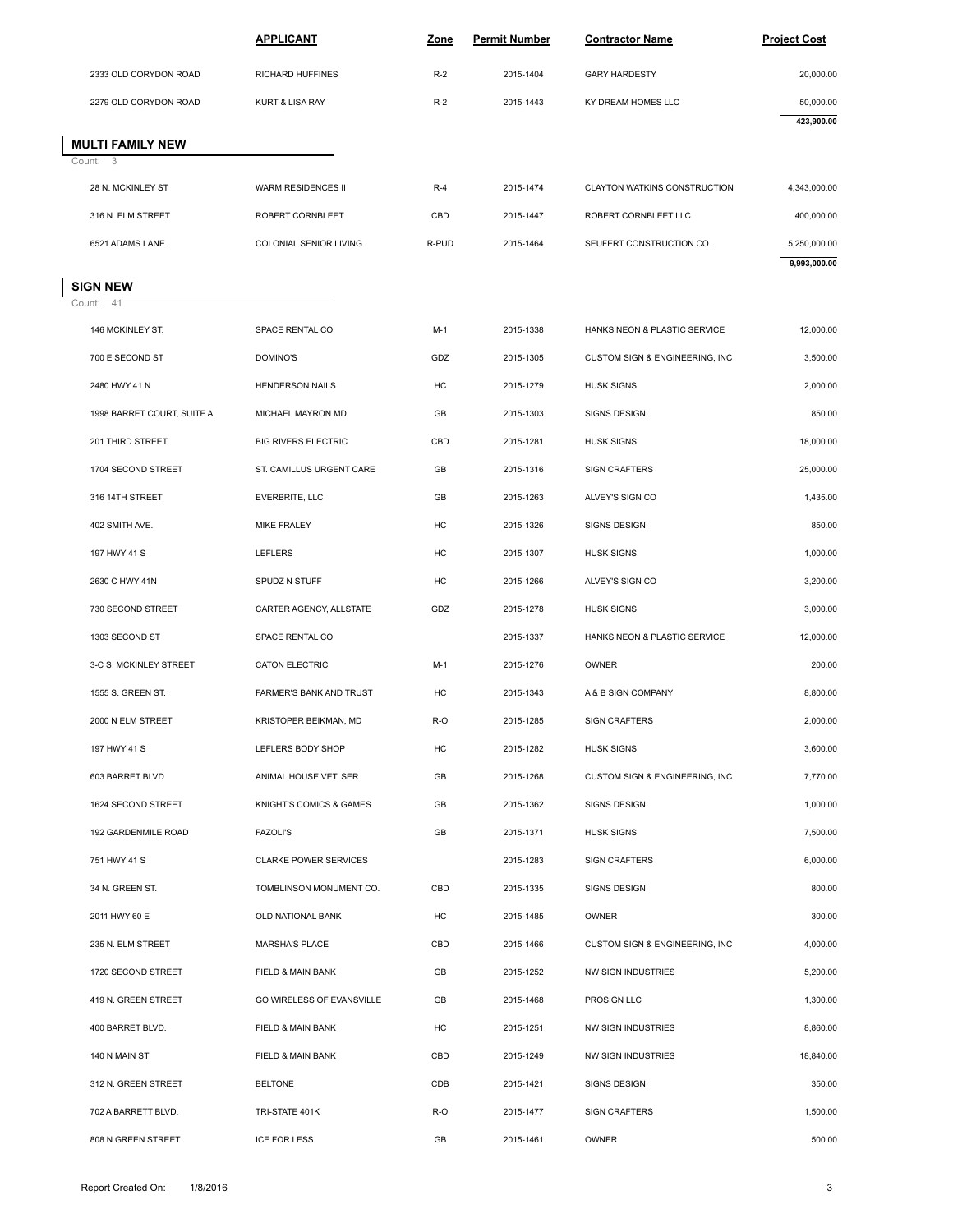| | APPLICANT | Zone | Permit Number | Contractor Name | Project Cost |
|---|---|---|---|---|---|
| 2333 OLD CORYDON ROAD | RICHARD HUFFINES | R-2 | 2015-1404 | GARY HARDESTY | 20,000.00 |
| 2279 OLD CORYDON ROAD | KURT & LISA RAY | R-2 | 2015-1443 | KY DREAM HOMES LLC | 50,000.00 |
| | | | | | **423,900.00** |

## MULTI FAMILY NEW

Count: 3

| | APPLICANT | Zone | Permit Number | Contractor Name | Project Cost |
|---|---|---|---|---|---|
| 28 N. MCKINLEY ST | WARM RESIDENCES II | R-4 | 2015-1474 | CLAYTON WATKINS CONSTRUCTION | 4,343,000.00 |
| 316 N. ELM STREET | ROBERT CORNBLEET | CBD | 2015-1447 | ROBERT CORNBLEET LLC | 400,000.00 |
| 6521 ADAMS LANE | COLONIAL SENIOR LIVING | R-PUD | 2015-1464 | SEUFERT CONSTRUCTION CO. | 5,250,000.00 |
| | | | | | **9,993,000.00** |

## SIGN NEW

Count: 41

| | APPLICANT | Zone | Permit Number | Contractor Name | Project Cost |
|---|---|---|---|---|---|
| 146 MCKINLEY ST. | SPACE RENTAL CO | M-1 | 2015-1338 | HANKS NEON & PLASTIC SERVICE | 12,000.00 |
| 700 E SECOND ST | DOMINO'S | GDZ | 2015-1305 | CUSTOM SIGN & ENGINEERING, INC | 3,500.00 |
| 2480 HWY 41 N | HENDERSON NAILS | HC | 2015-1279 | HUSK SIGNS | 2,000.00 |
| 1998 BARRET COURT, SUITE A | MICHAEL MAYRON MD | GB | 2015-1303 | SIGNS DESIGN | 850.00 |
| 201 THIRD STREET | BIG RIVERS ELECTRIC | CBD | 2015-1281 | HUSK SIGNS | 18,000.00 |
| 1704 SECOND STREET | ST. CAMILLUS URGENT CARE | GB | 2015-1316 | SIGN CRAFTERS | 25,000.00 |
| 316 14TH STREET | EVERBRITE, LLC | GB | 2015-1263 | ALVEY'S SIGN CO | 1,435.00 |
| 402 SMITH AVE. | MIKE FRALEY | HC | 2015-1326 | SIGNS DESIGN | 850.00 |
| 197 HWY 41 S | LEFLERS | HC | 2015-1307 | HUSK SIGNS | 1,000.00 |
| 2630 C HWY 41N | SPUDZ N STUFF | HC | 2015-1266 | ALVEY'S SIGN CO | 3,200.00 |
| 730 SECOND STREET | CARTER AGENCY, ALLSTATE | GDZ | 2015-1278 | HUSK SIGNS | 3,000.00 |
| 1303 SECOND ST | SPACE RENTAL CO | | 2015-1337 | HANKS NEON & PLASTIC SERVICE | 12,000.00 |
| 3-C S. MCKINLEY STREET | CATON ELECTRIC | M-1 | 2015-1276 | OWNER | 200.00 |
| 1555 S. GREEN ST. | FARMER'S BANK AND TRUST | HC | 2015-1343 | A & B SIGN COMPANY | 8,800.00 |
| 2000 N ELM STREET | KRISTOPER BEIKMAN, MD | R-O | 2015-1285 | SIGN CRAFTERS | 2,000.00 |
| 197 HWY 41 S | LEFLERS BODY SHOP | HC | 2015-1282 | HUSK SIGNS | 3,600.00 |
| 603 BARRET BLVD | ANIMAL HOUSE VET. SER. | GB | 2015-1268 | CUSTOM SIGN & ENGINEERING, INC | 7,770.00 |
| 1624 SECOND STREET | KNIGHT'S COMICS & GAMES | GB | 2015-1362 | SIGNS DESIGN | 1,000.00 |
| 192 GARDENMILE ROAD | FAZOLI'S | GB | 2015-1371 | HUSK SIGNS | 7,500.00 |
| 751 HWY 41 S | CLARKE POWER SERVICES | | 2015-1283 | SIGN CRAFTERS | 6,000.00 |
| 34 N. GREEN ST. | TOMBLINSON MONUMENT CO. | CBD | 2015-1335 | SIGNS DESIGN | 800.00 |
| 2011 HWY 60 E | OLD NATIONAL BANK | HC | 2015-1485 | OWNER | 300.00 |
| 235 N. ELM STREET | MARSHA'S PLACE | CBD | 2015-1466 | CUSTOM SIGN & ENGINEERING, INC | 4,000.00 |
| 1720 SECOND STREET | FIELD & MAIN BANK | GB | 2015-1252 | NW SIGN INDUSTRIES | 5,200.00 |
| 419 N. GREEN STREET | GO WIRELESS OF EVANSVILLE | GB | 2015-1468 | PROSIGN LLC | 1,300.00 |
| 400 BARRET BLVD. | FIELD & MAIN BANK | HC | 2015-1251 | NW SIGN INDUSTRIES | 8,860.00 |
| 140 N MAIN ST | FIELD & MAIN BANK | CBD | 2015-1249 | NW SIGN INDUSTRIES | 18,840.00 |
| 312 N. GREEN STREET | BELTONE | CDB | 2015-1421 | SIGNS DESIGN | 350.00 |
| 702 A BARRETT BLVD. | TRI-STATE 401K | R-O | 2015-1477 | SIGN CRAFTERS | 1,500.00 |
| 808 N GREEN STREET | ICE FOR LESS | GB | 2015-1461 | OWNER | 500.00 |

Report Created On: 1/8/2016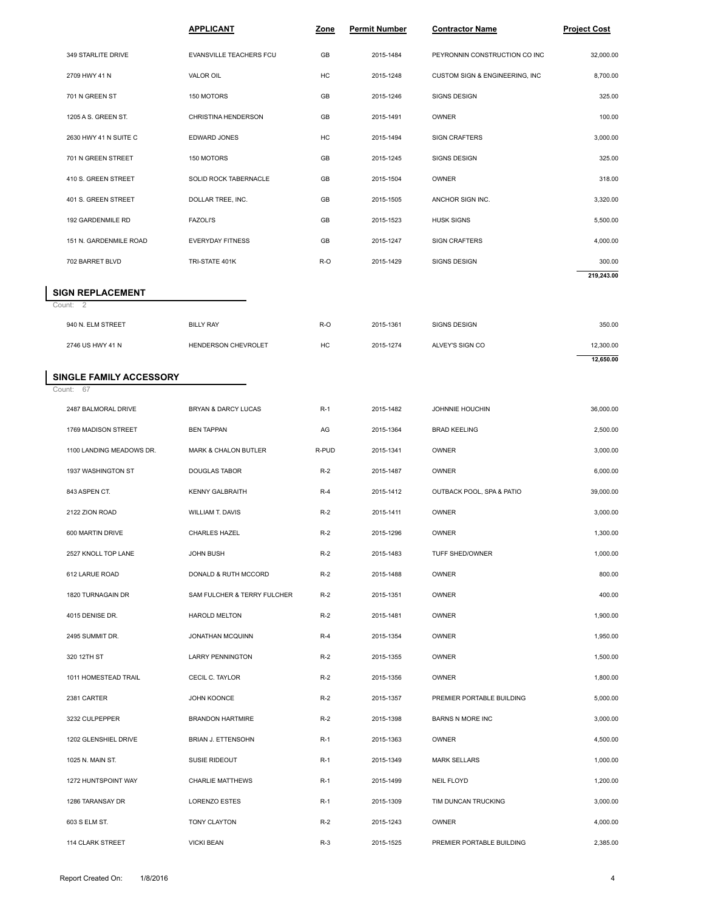| | APPLICANT | Zone | Permit Number | Contractor Name | Project Cost |
|---|---|---|---|---|---|
| 349 STARLITE DRIVE | EVANSVILLE TEACHERS FCU | GB | 2015-1484 | PEYRONNIN CONSTRUCTION CO INC | 32,000.00 |
| 2709 HWY 41 N | VALOR OIL | HC | 2015-1248 | CUSTOM SIGN & ENGINEERING, INC | 8,700.00 |
| 701 N GREEN ST | 150 MOTORS | GB | 2015-1246 | SIGNS DESIGN | 325.00 |
| 1205 A S. GREEN ST. | CHRISTINA HENDERSON | GB | 2015-1491 | OWNER | 100.00 |
| 2630 HWY 41 N SUITE C | EDWARD JONES | HC | 2015-1494 | SIGN CRAFTERS | 3,000.00 |
| 701 N GREEN STREET | 150 MOTORS | GB | 2015-1245 | SIGNS DESIGN | 325.00 |
| 410 S. GREEN STREET | SOLID ROCK TABERNACLE | GB | 2015-1504 | OWNER | 318.00 |
| 401 S. GREEN STREET | DOLLAR TREE, INC. | GB | 2015-1505 | ANCHOR SIGN INC. | 3,320.00 |
| 192 GARDENMILE RD | FAZOLI'S | GB | 2015-1523 | HUSK SIGNS | 5,500.00 |
| 151 N. GARDENMILE ROAD | EVERYDAY FITNESS | GB | 2015-1247 | SIGN CRAFTERS | 4,000.00 |
| 702 BARRET BLVD | TRI-STATE 401K | R-O | 2015-1429 | SIGNS DESIGN | 300.00 |
| | | | | | **219,243.00** |

## SIGN REPLACEMENT

Count: 2

| | APPLICANT | Zone | Permit Number | Contractor Name | Project Cost |
|---|---|---|---|---|---|
| 940 N. ELM STREET | BILLY RAY | R-O | 2015-1361 | SIGNS DESIGN | 350.00 |
| 2746 US HWY 41 N | HENDERSON CHEVROLET | HC | 2015-1274 | ALVEY'S SIGN CO | 12,300.00 |
| | | | | | **12,650.00** |

## SINGLE FAMILY ACCESSORY

Count: 67

| | APPLICANT | Zone | Permit Number | Contractor Name | Project Cost |
|---|---|---|---|---|---|
| 2487 BALMORAL DRIVE | BRYAN & DARCY LUCAS | R-1 | 2015-1482 | JOHNNIE HOUCHIN | 36,000.00 |
| 1769 MADISON STREET | BEN TAPPAN | AG | 2015-1364 | BRAD KEELING | 2,500.00 |
| 1100 LANDING MEADOWS DR. | MARK & CHALON BUTLER | R-PUD | 2015-1341 | OWNER | 3,000.00 |
| 1937 WASHINGTON ST | DOUGLAS TABOR | R-2 | 2015-1487 | OWNER | 6,000.00 |
| 843 ASPEN CT. | KENNY GALBRAITH | R-4 | 2015-1412 | OUTBACK POOL, SPA & PATIO | 39,000.00 |
| 2122 ZION ROAD | WILLIAM T. DAVIS | R-2 | 2015-1411 | OWNER | 3,000.00 |
| 600 MARTIN DRIVE | CHARLES HAZEL | R-2 | 2015-1296 | OWNER | 1,300.00 |
| 2527 KNOLL TOP LANE | JOHN BUSH | R-2 | 2015-1483 | TUFF SHED/OWNER | 1,000.00 |
| 612 LARUE ROAD | DONALD & RUTH MCCORD | R-2 | 2015-1488 | OWNER | 800.00 |
| 1820 TURNAGAIN DR | SAM FULCHER & TERRY FULCHER | R-2 | 2015-1351 | OWNER | 400.00 |
| 4015 DENISE DR. | HAROLD MELTON | R-2 | 2015-1481 | OWNER | 1,900.00 |
| 2495 SUMMIT DR. | JONATHAN MCQUINN | R-4 | 2015-1354 | OWNER | 1,950.00 |
| 320 12TH ST | LARRY PENNINGTON | R-2 | 2015-1355 | OWNER | 1,500.00 |
| 1011 HOMESTEAD TRAIL | CECIL C. TAYLOR | R-2 | 2015-1356 | OWNER | 1,800.00 |
| 2381 CARTER | JOHN KOONCE | R-2 | 2015-1357 | PREMIER PORTABLE BUILDING | 5,000.00 |
| 3232 CULPEPPER | BRANDON HARTMIRE | R-2 | 2015-1398 | BARNS N MORE INC | 3,000.00 |
| 1202 GLENSHIEL DRIVE | BRIAN J. ETTENSOHN | R-1 | 2015-1363 | OWNER | 4,500.00 |
| 1025 N. MAIN ST. | SUSIE RIDEOUT | R-1 | 2015-1349 | MARK SELLARS | 1,000.00 |
| 1272 HUNTSPOINT WAY | CHARLIE MATTHEWS | R-1 | 2015-1499 | NEIL FLOYD | 1,200.00 |
| 1286 TARANSAY DR | LORENZO ESTES | R-1 | 2015-1309 | TIM DUNCAN TRUCKING | 3,000.00 |
| 603 S ELM ST. | TONY CLAYTON | R-2 | 2015-1243 | OWNER | 4,000.00 |
| 114 CLARK STREET | VICKI BEAN | R-3 | 2015-1525 | PREMIER PORTABLE BUILDING | 2,385.00 |

Report Created On: 1/8/2016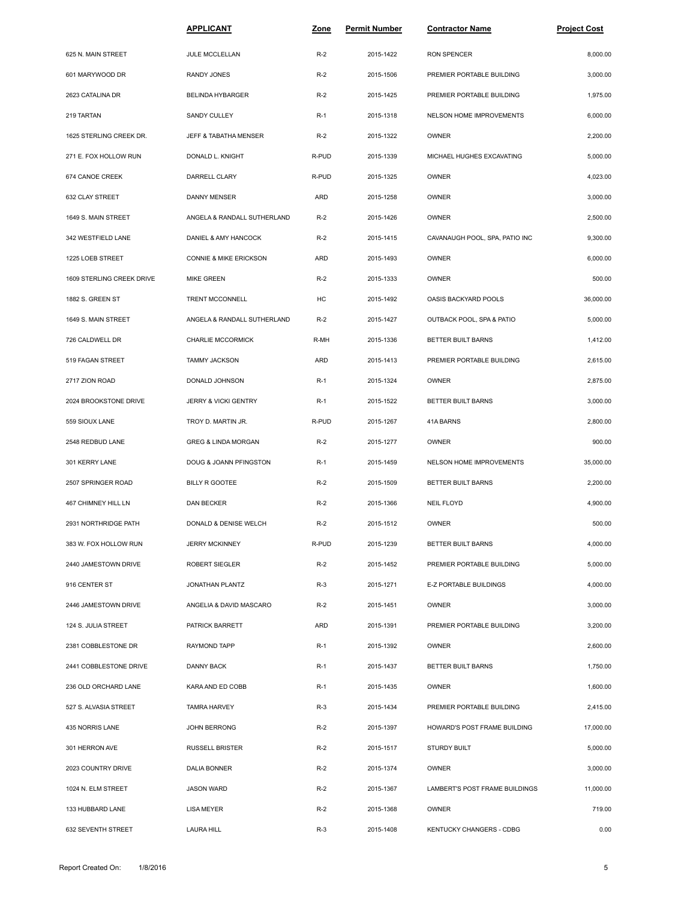| | APPLICANT | Zone | Permit Number | Contractor Name | Project Cost |
|---|---|---|---|---|---|
| 625 N. MAIN STREET | JULE MCCLELLAN | R-2 | 2015-1422 | RON SPENCER | 8,000.00 |
| 601 MARYWOOD DR | RANDY JONES | R-2 | 2015-1506 | PREMIER PORTABLE BUILDING | 3,000.00 |
| 2623 CATALINA DR | BELINDA HYBARGER | R-2 | 2015-1425 | PREMIER PORTABLE BUILDING | 1,975.00 |
| 219 TARTAN | SANDY CULLEY | R-1 | 2015-1318 | NELSON HOME IMPROVEMENTS | 6,000.00 |
| 1625 STERLING CREEK DR. | JEFF & TABATHA MENSER | R-2 | 2015-1322 | OWNER | 2,200.00 |
| 271 E. FOX HOLLOW RUN | DONALD L. KNIGHT | R-PUD | 2015-1339 | MICHAEL HUGHES EXCAVATING | 5,000.00 |
| 674 CANOE CREEK | DARRELL CLARY | R-PUD | 2015-1325 | OWNER | 4,023.00 |
| 632 CLAY STREET | DANNY MENSER | ARD | 2015-1258 | OWNER | 3,000.00 |
| 1649 S. MAIN STREET | ANGELA & RANDALL SUTHERLAND | R-2 | 2015-1426 | OWNER | 2,500.00 |
| 342 WESTFIELD LANE | DANIEL & AMY HANCOCK | R-2 | 2015-1415 | CAVANAUGH POOL, SPA, PATIO INC | 9,300.00 |
| 1225 LOEB STREET | CONNIE & MIKE ERICKSON | ARD | 2015-1493 | OWNER | 6,000.00 |
| 1609 STERLING CREEK DRIVE | MIKE GREEN | R-2 | 2015-1333 | OWNER | 500.00 |
| 1882 S. GREEN ST | TRENT MCCONNELL | HC | 2015-1492 | OASIS BACKYARD POOLS | 36,000.00 |
| 1649 S. MAIN STREET | ANGELA & RANDALL SUTHERLAND | R-2 | 2015-1427 | OUTBACK POOL, SPA & PATIO | 5,000.00 |
| 726 CALDWELL DR | CHARLIE MCCORMICK | R-MH | 2015-1336 | BETTER BUILT BARNS | 1,412.00 |
| 519 FAGAN STREET | TAMMY JACKSON | ARD | 2015-1413 | PREMIER PORTABLE BUILDING | 2,615.00 |
| 2717 ZION ROAD | DONALD JOHNSON | R-1 | 2015-1324 | OWNER | 2,875.00 |
| 2024 BROOKSTONE DRIVE | JERRY & VICKI GENTRY | R-1 | 2015-1522 | BETTER BUILT BARNS | 3,000.00 |
| 559 SIOUX LANE | TROY D. MARTIN JR. | R-PUD | 2015-1267 | 41A BARNS | 2,800.00 |
| 2548 REDBUD LANE | GREG & LINDA MORGAN | R-2 | 2015-1277 | OWNER | 900.00 |
| 301 KERRY LANE | DOUG & JOANN PFINGSTON | R-1 | 2015-1459 | NELSON HOME IMPROVEMENTS | 35,000.00 |
| 2507 SPRINGER ROAD | BILLY R GOOTEE | R-2 | 2015-1509 | BETTER BUILT BARNS | 2,200.00 |
| 467 CHIMNEY HILL LN | DAN BECKER | R-2 | 2015-1366 | NEIL FLOYD | 4,900.00 |
| 2931 NORTHRIDGE PATH | DONALD & DENISE WELCH | R-2 | 2015-1512 | OWNER | 500.00 |
| 383 W. FOX HOLLOW RUN | JERRY MCKINNEY | R-PUD | 2015-1239 | BETTER BUILT BARNS | 4,000.00 |
| 2440 JAMESTOWN DRIVE | ROBERT SIEGLER | R-2 | 2015-1452 | PREMIER PORTABLE BUILDING | 5,000.00 |
| 916 CENTER ST | JONATHAN PLANTZ | R-3 | 2015-1271 | E-Z PORTABLE BUILDINGS | 4,000.00 |
| 2446 JAMESTOWN DRIVE | ANGELIA & DAVID MASCARO | R-2 | 2015-1451 | OWNER | 3,000.00 |
| 124 S. JULIA STREET | PATRICK BARRETT | ARD | 2015-1391 | PREMIER PORTABLE BUILDING | 3,200.00 |
| 2381 COBBLESTONE DR | RAYMOND TAPP | R-1 | 2015-1392 | OWNER | 2,600.00 |
| 2441 COBBLESTONE DRIVE | DANNY BACK | R-1 | 2015-1437 | BETTER BUILT BARNS | 1,750.00 |
| 236 OLD ORCHARD LANE | KARA AND ED COBB | R-1 | 2015-1435 | OWNER | 1,600.00 |
| 527 S. ALVASIA STREET | TAMRA HARVEY | R-3 | 2015-1434 | PREMIER PORTABLE BUILDING | 2,415.00 |
| 435 NORRIS LANE | JOHN BERRONG | R-2 | 2015-1397 | HOWARD'S POST FRAME BUILDING | 17,000.00 |
| 301 HERRON AVE | RUSSELL BRISTER | R-2 | 2015-1517 | STURDY BUILT | 5,000.00 |
| 2023 COUNTRY DRIVE | DALIA BONNER | R-2 | 2015-1374 | OWNER | 3,000.00 |
| 1024 N. ELM STREET | JASON WARD | R-2 | 2015-1367 | LAMBERT'S POST FRAME BUILDINGS | 11,000.00 |
| 133 HUBBARD LANE | LISA MEYER | R-2 | 2015-1368 | OWNER | 719.00 |
| 632 SEVENTH STREET | LAURA HILL | R-3 | 2015-1408 | KENTUCKY CHANGERS - CDBG | 0.00 |

Report Created On: 1/8/2016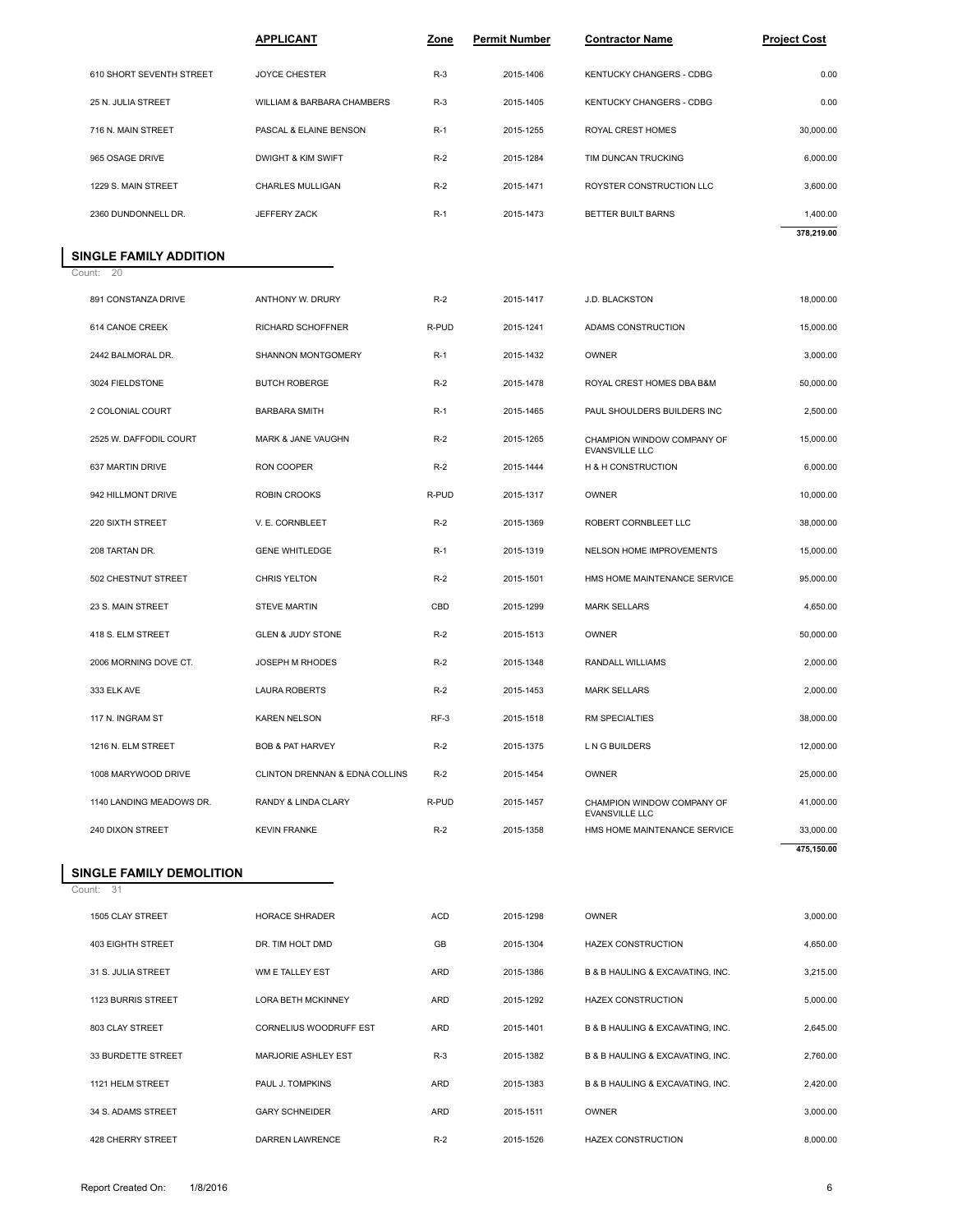| | APPLICANT | Zone | Permit Number | Contractor Name | Project Cost |
|---|---|---|---|---|---|
| 610 SHORT SEVENTH STREET | JOYCE CHESTER | R-3 | 2015-1406 | KENTUCKY CHANGERS - CDBG | 0.00 |
| 25 N. JULIA STREET | WILLIAM & BARBARA CHAMBERS | R-3 | 2015-1405 | KENTUCKY CHANGERS - CDBG | 0.00 |
| 716 N. MAIN STREET | PASCAL & ELAINE BENSON | R-1 | 2015-1255 | ROYAL CREST HOMES | 30,000.00 |
| 965 OSAGE DRIVE | DWIGHT & KIM SWIFT | R-2 | 2015-1284 | TIM DUNCAN TRUCKING | 6,000.00 |
| 1229 S. MAIN STREET | CHARLES MULLIGAN | R-2 | 2015-1471 | ROYSTER CONSTRUCTION LLC | 3,600.00 |
| 2360 DUNDONNELL DR. | JEFFERY ZACK | R-1 | 2015-1473 | BETTER BUILT BARNS | 1,400.00 |
| | | | | | **378,219.00** |

## SINGLE FAMILY ADDITION

Count: 20

| | APPLICANT | Zone | Permit Number | Contractor Name | Project Cost |
|---|---|---|---|---|---|
| 891 CONSTANZA DRIVE | ANTHONY W. DRURY | R-2 | 2015-1417 | J.D. BLACKSTON | 18,000.00 |
| 614 CANOE CREEK | RICHARD SCHOFFNER | R-PUD | 2015-1241 | ADAMS CONSTRUCTION | 15,000.00 |
| 2442 BALMORAL DR. | SHANNON MONTGOMERY | R-1 | 2015-1432 | OWNER | 3,000.00 |
| 3024 FIELDSTONE | BUTCH ROBERGE | R-2 | 2015-1478 | ROYAL CREST HOMES DBA B&M | 50,000.00 |
| 2 COLONIAL COURT | BARBARA SMITH | R-1 | 2015-1465 | PAUL SHOULDERS BUILDERS INC | 2,500.00 |
| 2525 W. DAFFODIL COURT | MARK & JANE VAUGHN | R-2 | 2015-1265 | CHAMPION WINDOW COMPANY OF EVANSVILLE LLC | 15,000.00 |
| 637 MARTIN DRIVE | RON COOPER | R-2 | 2015-1444 | H & H CONSTRUCTION | 6,000.00 |
| 942 HILLMONT DRIVE | ROBIN CROOKS | R-PUD | 2015-1317 | OWNER | 10,000.00 |
| 220 SIXTH STREET | V. E. CORNBLEET | R-2 | 2015-1369 | ROBERT CORNBLEET LLC | 38,000.00 |
| 208 TARTAN DR. | GENE WHITLEDGE | R-1 | 2015-1319 | NELSON HOME IMPROVEMENTS | 15,000.00 |
| 502 CHESTNUT STREET | CHRIS YELTON | R-2 | 2015-1501 | HMS HOME MAINTENANCE SERVICE | 95,000.00 |
| 23 S. MAIN STREET | STEVE MARTIN | CBD | 2015-1299 | MARK SELLARS | 4,650.00 |
| 418 S. ELM STREET | GLEN & JUDY STONE | R-2 | 2015-1513 | OWNER | 50,000.00 |
| 2006 MORNING DOVE CT. | JOSEPH M RHODES | R-2 | 2015-1348 | RANDALL WILLIAMS | 2,000.00 |
| 333 ELK AVE | LAURA ROBERTS | R-2 | 2015-1453 | MARK SELLARS | 2,000.00 |
| 117 N. INGRAM ST | KAREN NELSON | RF-3 | 2015-1518 | RM SPECIALTIES | 38,000.00 |
| 1216 N. ELM STREET | BOB & PAT HARVEY | R-2 | 2015-1375 | L N G BUILDERS | 12,000.00 |
| 1008 MARYWOOD DRIVE | CLINTON DRENNAN & EDNA COLLINS | R-2 | 2015-1454 | OWNER | 25,000.00 |
| 1140 LANDING MEADOWS DR. | RANDY & LINDA CLARY | R-PUD | 2015-1457 | CHAMPION WINDOW COMPANY OF EVANSVILLE LLC | 41,000.00 |
| 240 DIXON STREET | KEVIN FRANKE | R-2 | 2015-1358 | HMS HOME MAINTENANCE SERVICE | 33,000.00 |
| | | | | | **475,150.00** |

## SINGLE FAMILY DEMOLITION

Count: 31

| | APPLICANT | Zone | Permit Number | Contractor Name | Project Cost |
|---|---|---|---|---|---|
| 1505 CLAY STREET | HORACE SHRADER | ACD | 2015-1298 | OWNER | 3,000.00 |
| 403 EIGHTH STREET | DR. TIM HOLT DMD | GB | 2015-1304 | HAZEX CONSTRUCTION | 4,650.00 |
| 31 S. JULIA STREET | WM E TALLEY EST | ARD | 2015-1386 | B & B HAULING & EXCAVATING, INC. | 3,215.00 |
| 1123 BURRIS STREET | LORA BETH MCKINNEY | ARD | 2015-1292 | HAZEX CONSTRUCTION | 5,000.00 |
| 803 CLAY STREET | CORNELIUS WOODRUFF EST | ARD | 2015-1401 | B & B HAULING & EXCAVATING, INC. | 2,645.00 |
| 33 BURDETTE STREET | MARJORIE ASHLEY EST | R-3 | 2015-1382 | B & B HAULING & EXCAVATING, INC. | 2,760.00 |
| 1121 HELM STREET | PAUL J. TOMPKINS | ARD | 2015-1383 | B & B HAULING & EXCAVATING, INC. | 2,420.00 |
| 34 S. ADAMS STREET | GARY SCHNEIDER | ARD | 2015-1511 | OWNER | 3,000.00 |
| 428 CHERRY STREET | DARREN LAWRENCE | R-2 | 2015-1526 | HAZEX CONSTRUCTION | 8,000.00 |

Report Created On: 1/8/2016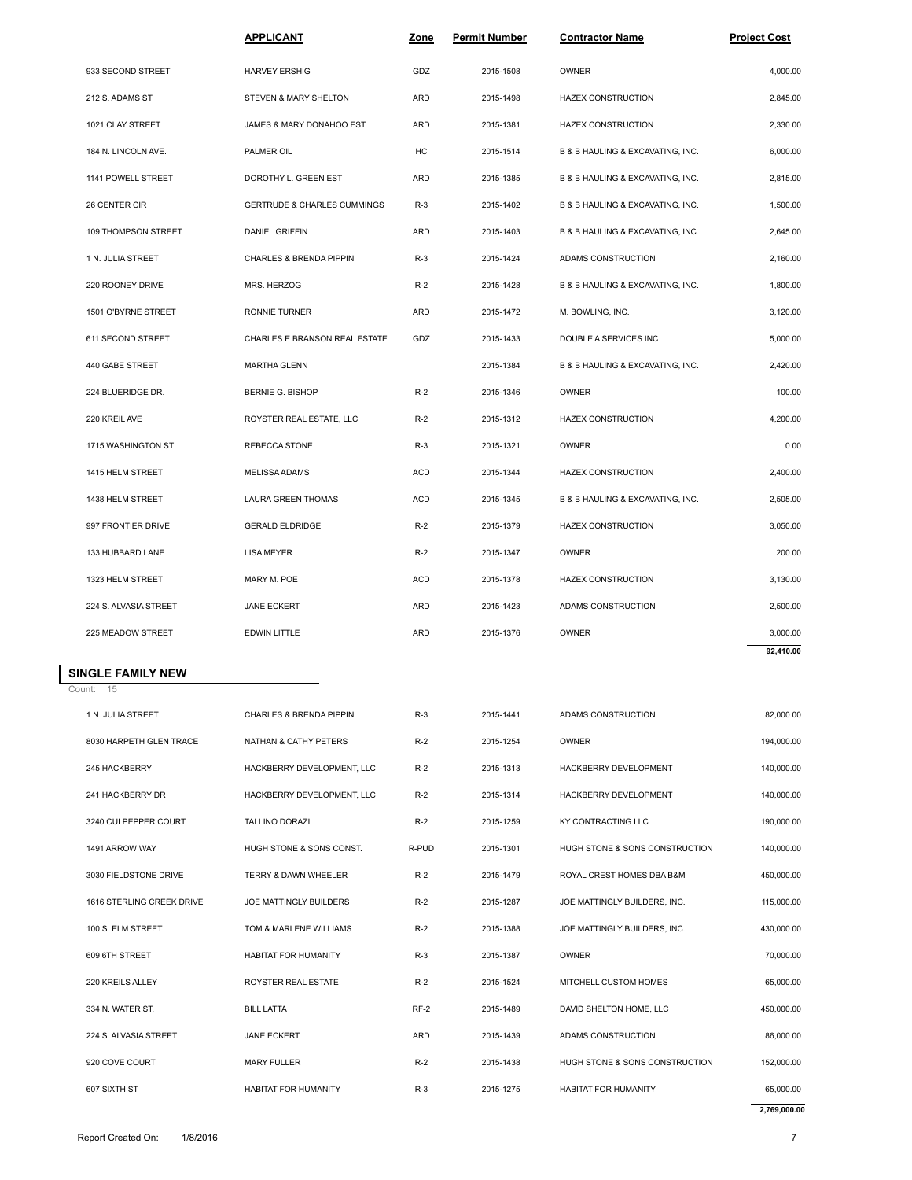| | APPLICANT | Zone | Permit Number | Contractor Name | Project Cost |
|---|---|---|---|---|---|
| 933 SECOND STREET | HARVEY ERSHIG | GDZ | 2015-1508 | OWNER | 4,000.00 |
| 212 S. ADAMS ST | STEVEN & MARY SHELTON | ARD | 2015-1498 | HAZEX CONSTRUCTION | 2,845.00 |
| 1021 CLAY STREET | JAMES & MARY DONAHOO EST | ARD | 2015-1381 | HAZEX CONSTRUCTION | 2,330.00 |
| 184 N. LINCOLN AVE. | PALMER OIL | HC | 2015-1514 | B & B HAULING & EXCAVATING, INC. | 6,000.00 |
| 1141 POWELL STREET | DOROTHY L. GREEN EST | ARD | 2015-1385 | B & B HAULING & EXCAVATING, INC. | 2,815.00 |
| 26 CENTER CIR | GERTRUDE & CHARLES CUMMINGS | R-3 | 2015-1402 | B & B HAULING & EXCAVATING, INC. | 1,500.00 |
| 109 THOMPSON STREET | DANIEL GRIFFIN | ARD | 2015-1403 | B & B HAULING & EXCAVATING, INC. | 2,645.00 |
| 1 N. JULIA STREET | CHARLES & BRENDA PIPPIN | R-3 | 2015-1424 | ADAMS CONSTRUCTION | 2,160.00 |
| 220 ROONEY DRIVE | MRS. HERZOG | R-2 | 2015-1428 | B & B HAULING & EXCAVATING, INC. | 1,800.00 |
| 1501 O'BYRNE STREET | RONNIE TURNER | ARD | 2015-1472 | M. BOWLING, INC. | 3,120.00 |
| 611 SECOND STREET | CHARLES E BRANSON REAL ESTATE | GDZ | 2015-1433 | DOUBLE A SERVICES INC. | 5,000.00 |
| 440 GABE STREET | MARTHA GLENN | | 2015-1384 | B & B HAULING & EXCAVATING, INC. | 2,420.00 |
| 224 BLUERIDGE DR. | BERNIE G. BISHOP | R-2 | 2015-1346 | OWNER | 100.00 |
| 220 KREIL AVE | ROYSTER REAL ESTATE, LLC | R-2 | 2015-1312 | HAZEX CONSTRUCTION | 4,200.00 |
| 1715 WASHINGTON ST | REBECCA STONE | R-3 | 2015-1321 | OWNER | 0.00 |
| 1415 HELM STREET | MELISSA ADAMS | ACD | 2015-1344 | HAZEX CONSTRUCTION | 2,400.00 |
| 1438 HELM STREET | LAURA GREEN THOMAS | ACD | 2015-1345 | B & B HAULING & EXCAVATING, INC. | 2,505.00 |
| 997 FRONTIER DRIVE | GERALD ELDRIDGE | R-2 | 2015-1379 | HAZEX CONSTRUCTION | 3,050.00 |
| 133 HUBBARD LANE | LISA MEYER | R-2 | 2015-1347 | OWNER | 200.00 |
| 1323 HELM STREET | MARY M. POE | ACD | 2015-1378 | HAZEX CONSTRUCTION | 3,130.00 |
| 224 S. ALVASIA STREET | JANE ECKERT | ARD | 2015-1423 | ADAMS CONSTRUCTION | 2,500.00 |
| 225 MEADOW STREET | EDWIN LITTLE | ARD | 2015-1376 | OWNER | 3,000.00 |
| | | | | | **92,410.00** |

## SINGLE FAMILY NEW

Count: 15

| | APPLICANT | Zone | Permit Number | Contractor Name | Project Cost |
|---|---|---|---|---|---|
| 1 N. JULIA STREET | CHARLES & BRENDA PIPPIN | R-3 | 2015-1441 | ADAMS CONSTRUCTION | 82,000.00 |
| 8030 HARPETH GLEN TRACE | NATHAN & CATHY PETERS | R-2 | 2015-1254 | OWNER | 194,000.00 |
| 245 HACKBERRY | HACKBERRY DEVELOPMENT, LLC | R-2 | 2015-1313 | HACKBERRY DEVELOPMENT | 140,000.00 |
| 241 HACKBERRY DR | HACKBERRY DEVELOPMENT, LLC | R-2 | 2015-1314 | HACKBERRY DEVELOPMENT | 140,000.00 |
| 3240 CULPEPPER COURT | TALLINO DORAZI | R-2 | 2015-1259 | KY CONTRACTING LLC | 190,000.00 |
| 1491 ARROW WAY | HUGH STONE & SONS CONST. | R-PUD | 2015-1301 | HUGH STONE & SONS CONSTRUCTION | 140,000.00 |
| 3030 FIELDSTONE DRIVE | TERRY & DAWN WHEELER | R-2 | 2015-1479 | ROYAL CREST HOMES DBA B&M | 450,000.00 |
| 1616 STERLING CREEK DRIVE | JOE MATTINGLY BUILDERS | R-2 | 2015-1287 | JOE MATTINGLY BUILDERS, INC. | 115,000.00 |
| 100 S. ELM STREET | TOM & MARLENE WILLIAMS | R-2 | 2015-1388 | JOE MATTINGLY BUILDERS, INC. | 430,000.00 |
| 609 6TH STREET | HABITAT FOR HUMANITY | R-3 | 2015-1387 | OWNER | 70,000.00 |
| 220 KREILS ALLEY | ROYSTER REAL ESTATE | R-2 | 2015-1524 | MITCHELL CUSTOM HOMES | 65,000.00 |
| 334 N. WATER ST. | BILL LATTA | RF-2 | 2015-1489 | DAVID SHELTON HOME, LLC | 450,000.00 |
| 224 S. ALVASIA STREET | JANE ECKERT | ARD | 2015-1439 | ADAMS CONSTRUCTION | 86,000.00 |
| 920 COVE COURT | MARY FULLER | R-2 | 2015-1438 | HUGH STONE & SONS CONSTRUCTION | 152,000.00 |
| 607 SIXTH ST | HABITAT FOR HUMANITY | R-3 | 2015-1275 | HABITAT FOR HUMANITY | 65,000.00 |
| | | | | | **2,769,000.00** |

Report Created On: 1/8/2016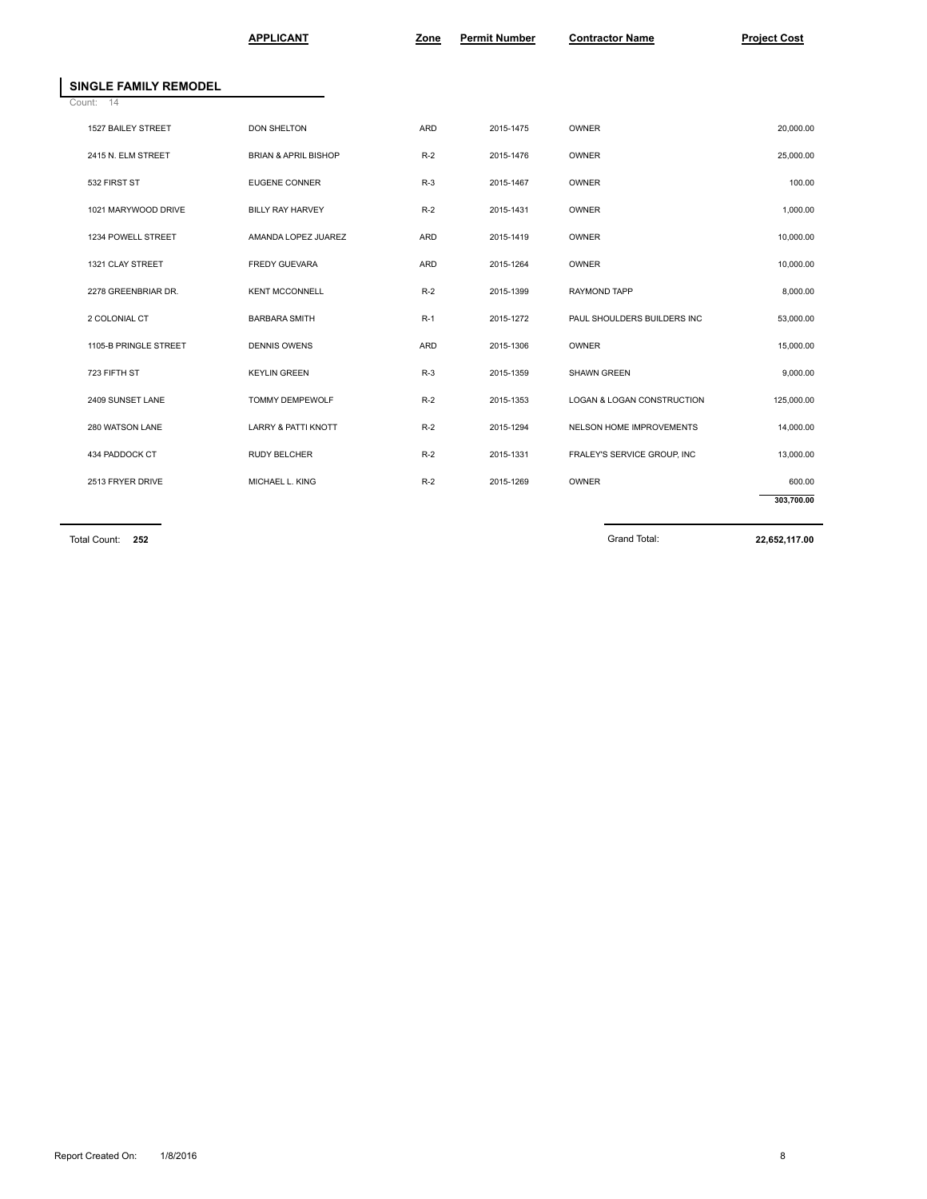| | APPLICANT | Zone | Permit Number | Contractor Name | Project Cost |
|---|---|---|---|---|---|

## SINGLE FAMILY REMODEL

Count: 14

| | APPLICANT | Zone | Permit Number | Contractor Name | Project Cost |
|---|---|---|---|---|---|
| 1527 BAILEY STREET | DON SHELTON | ARD | 2015-1475 | OWNER | 20,000.00 |
| 2415 N. ELM STREET | BRIAN & APRIL BISHOP | R-2 | 2015-1476 | OWNER | 25,000.00 |
| 532 FIRST ST | EUGENE CONNER | R-3 | 2015-1467 | OWNER | 100.00 |
| 1021 MARYWOOD DRIVE | BILLY RAY HARVEY | R-2 | 2015-1431 | OWNER | 1,000.00 |
| 1234 POWELL STREET | AMANDA LOPEZ JUAREZ | ARD | 2015-1419 | OWNER | 10,000.00 |
| 1321 CLAY STREET | FREDY GUEVARA | ARD | 2015-1264 | OWNER | 10,000.00 |
| 2278 GREENBRIAR DR. | KENT MCCONNELL | R-2 | 2015-1399 | RAYMOND TAPP | 8,000.00 |
| 2 COLONIAL CT | BARBARA SMITH | R-1 | 2015-1272 | PAUL SHOULDERS BUILDERS INC | 53,000.00 |
| 1105-B PRINGLE STREET | DENNIS OWENS | ARD | 2015-1306 | OWNER | 15,000.00 |
| 723 FIFTH ST | KEYLIN GREEN | R-3 | 2015-1359 | SHAWN GREEN | 9,000.00 |
| 2409 SUNSET LANE | TOMMY DEMPEWOLF | R-2 | 2015-1353 | LOGAN & LOGAN CONSTRUCTION | 125,000.00 |
| 280 WATSON LANE | LARRY & PATTI KNOTT | R-2 | 2015-1294 | NELSON HOME IMPROVEMENTS | 14,000.00 |
| 434 PADDOCK CT | RUDY BELCHER | R-2 | 2015-1331 | FRALEY'S SERVICE GROUP, INC | 13,000.00 |
| 2513 FRYER DRIVE | MICHAEL L. KING | R-2 | 2015-1269 | OWNER | 600.00 |
| | | | | | **303,700.00** |

Total Count: **252**

Grand Total: **22,652,117.00**

Report Created On: 1/8/2016